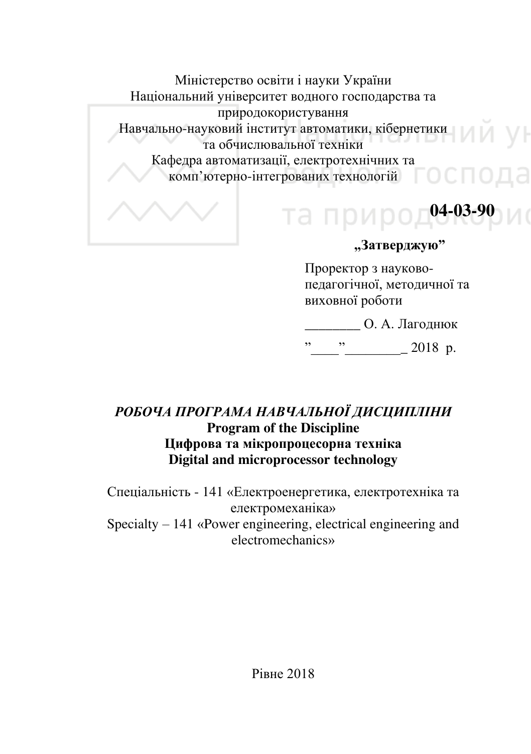Міністерство освіти і науки України
Національний університет водного господарства та природокористування
Навчально-науковий інститут автоматики, кібернетики та обчислювальної техніки
Кафедра автоматизації, електротехнічних та комп'ютерно-інтегрованих технологій

**04-03-90**

**„Затверджую”**

Проректор з науково-педагогічної, методичної та виховної роботи

________ О. А. Лагоднюк

”____”________ 2018 р.

***РОБОЧА ПРОГРАМА НАВЧАЛЬНОЇ ДИСЦИПЛІНИ***
**Program of the Discipline**
**Цифрова та мікропроцесорна техніка**
**Digital and microprocessor technology**

Спеціальність - 141 «Електроенергетика, електротехніка та електромеханіка»
Specialty – 141 «Power engineering, electrical engineering and electromechanics»

Рівне 2018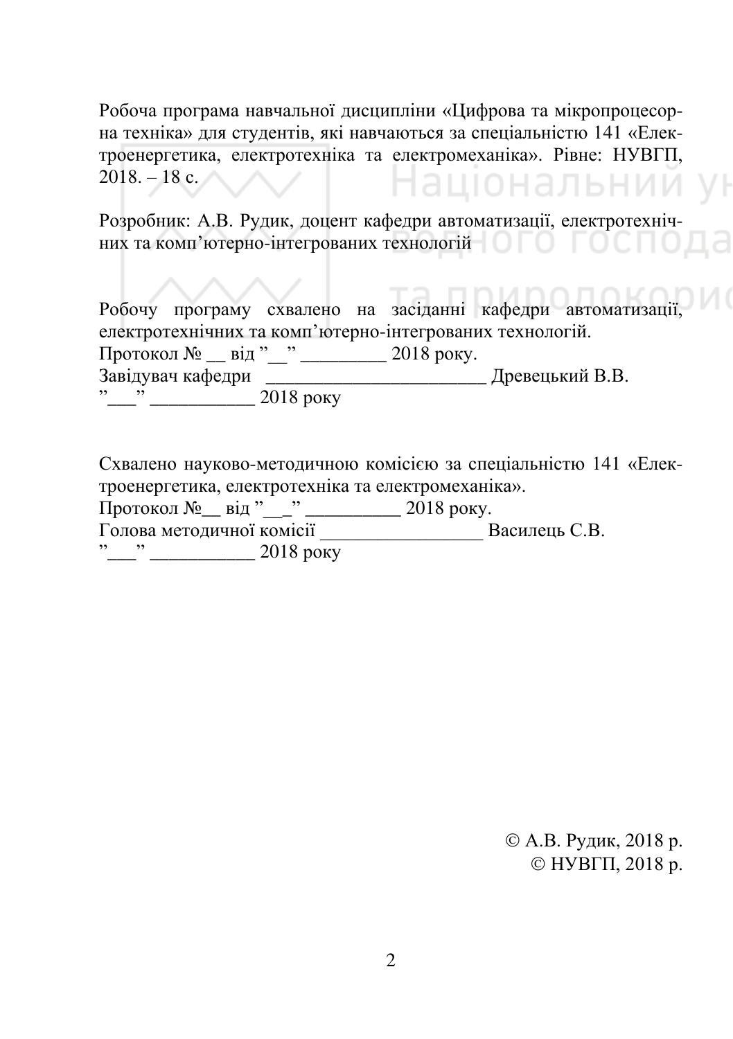Робоча програма навчальної дисципліни «Цифрова та мікропроцесорна техніка» для студентів, які навчаються за спеціальністю 141 «Електроенергетика, електротехніка та електромеханіка». Рівне: НУВГП, 2018. – 18 с.

Розробник: А.В. Рудик, доцент кафедри автоматизації, електротехнічних та комп'ютерно-інтегрованих технологій

Робочу програму схвалено на засіданні кафедри автоматизації, електротехнічних та комп'ютерно-інтегрованих технологій.
Протокол № __ від "__" _________ 2018 року.
Завідувач кафедри _______________________ Древецький В.В.
"___" ___________ 2018 року

Схвалено науково-методичною комісією за спеціальністю 141 «Електроенергетика, електротехніка та електромеханіка».
Протокол №__ від "__" __________ 2018 року.
Голова методичної комісії _________________ Василець С.В.
"___" ___________ 2018 року

© А.В. Рудик, 2018 р.
© НУВГП, 2018 р.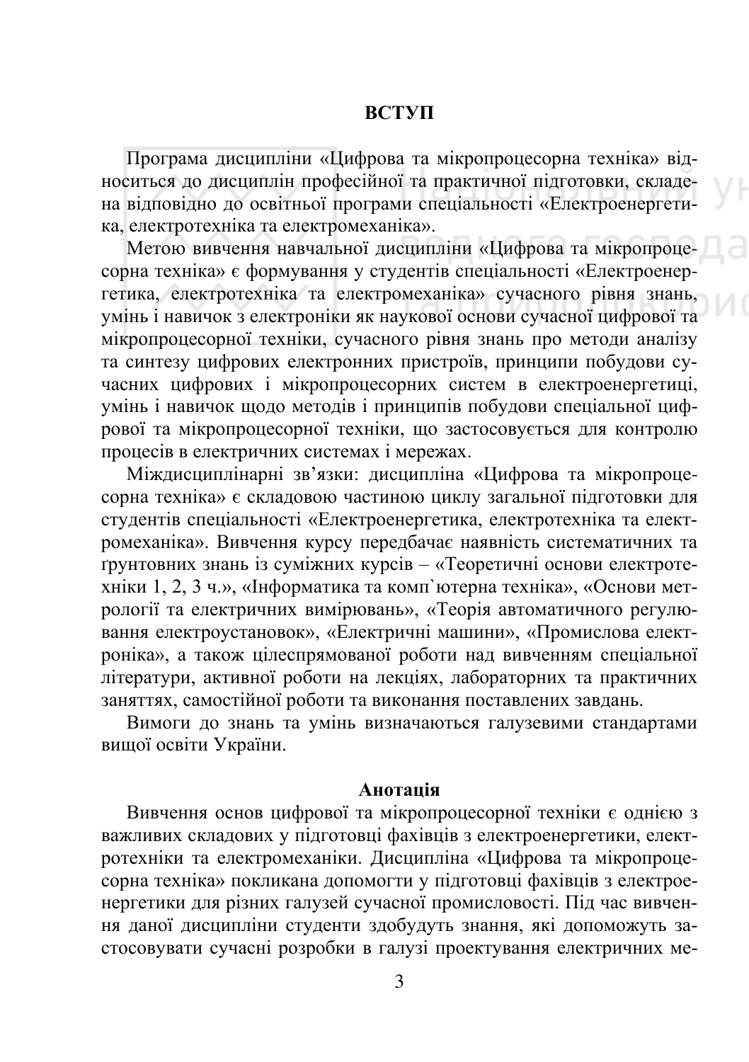# ВСТУП

Програма дисципліни «Цифрова та мікропроцесорна техніка» відноситься до дисциплін професійної та практичної підготовки, складена відповідно до освітньої програми спеціальності «Електроенергетика, електротехніка та електромеханіка».

Метою вивчення навчальної дисципліни «Цифрова та мікропроцесорна техніка» є формування у студентів спеціальності «Електроенергетика, електротехніка та електромеханіка» сучасного рівня знань, умінь і навичок з електроніки як наукової основи сучасної цифрової та мікропроцесорної техніки, сучасного рівня знань про методи аналізу та синтезу цифрових електронних пристроїв, принципи побудови сучасних цифрових і мікропроцесорних систем в електроенергетиці, умінь і навичок щодо методів і принципів побудови спеціальної цифрової та мікропроцесорної техніки, що застосовується для контролю процесів в електричних системах і мережах.

Міждисциплінарні зв'язки: дисципліна «Цифрова та мікропроцесорна техніка» є складовою частиною циклу загальної підготовки для студентів спеціальності «Електроенергетика, електротехніка та електромеханіка». Вивчення курсу передбачає наявність систематичних та ґрунтовних знань із суміжних курсів – «Теоретичні основи електротехніки 1, 2, 3 ч.», «Інформатика та комп`ютерна техніка», «Основи метрології та електричних вимірювань», «Теорія автоматичного регулювання електроустановок», «Електричні машини», «Промислова електроніка», а також цілеспрямованої роботи над вивченням спеціальної літератури, активної роботи на лекціях, лабораторних та практичних заняттях, самостійної роботи та виконання поставлених завдань.

Вимоги до знань та умінь визначаються галузевими стандартами вищої освіти України.

## Анотація

Вивчення основ цифрової та мікропроцесорної техніки є однією з важливих складових у підготовці фахівців з електроенергетики, електротехніки та електромеханіки. Дисципліна «Цифрова та мікропроцесорна техніка» покликана допомогти у підготовці фахівців з електроенергетики для різних галузей сучасної промисловості. Під час вивчення даної дисципліни студенти здобудуть знання, які допоможуть застосовувати сучасні розробки в галузі проектування електричних ме-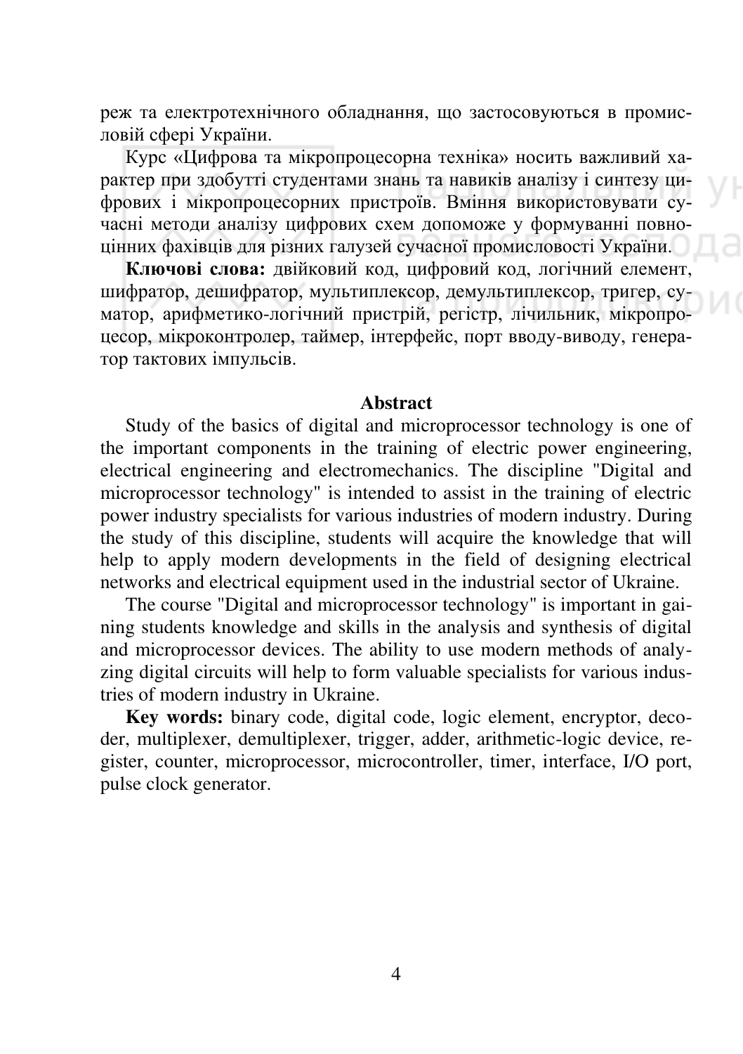реж та електротехнічного обладнання, що застосовуються в промисловій сфері України.

Курс «Цифрова та мікропроцесорна техніка» носить важливий характер при здобутті студентами знань та навиків аналізу і синтезу цифрових і мікропроцесорних пристроїв. Вміння використовувати сучасні методи аналізу цифрових схем допоможе у формуванні повноцінних фахівців для різних галузей сучасної промисловості України.

**Ключові слова:** двійковий код, цифровий код, логічний елемент, шифратор, дешифратор, мультиплексор, демультиплексор, тригер, суматор, арифметико-логічний пристрій, регістр, лічильник, мікропроцесор, мікроконтролер, таймер, інтерфейс, порт вводу-виводу, генератор тактових імпульсів.

## Abstract

Study of the basics of digital and microprocessor technology is one of the important components in the training of electric power engineering, electrical engineering and electromechanics. The discipline "Digital and microprocessor technology" is intended to assist in the training of electric power industry specialists for various industries of modern industry. During the study of this discipline, students will acquire the knowledge that will help to apply modern developments in the field of designing electrical networks and electrical equipment used in the industrial sector of Ukraine.

The course "Digital and microprocessor technology" is important in gaining students knowledge and skills in the analysis and synthesis of digital and microprocessor devices. The ability to use modern methods of analyzing digital circuits will help to form valuable specialists for various industries of modern industry in Ukraine.

**Key words:** binary code, digital code, logic element, encryptor, decoder, multiplexer, demultiplexer, trigger, adder, arithmetic-logic device, register, counter, microprocessor, microcontroller, timer, interface, I/O port, pulse clock generator.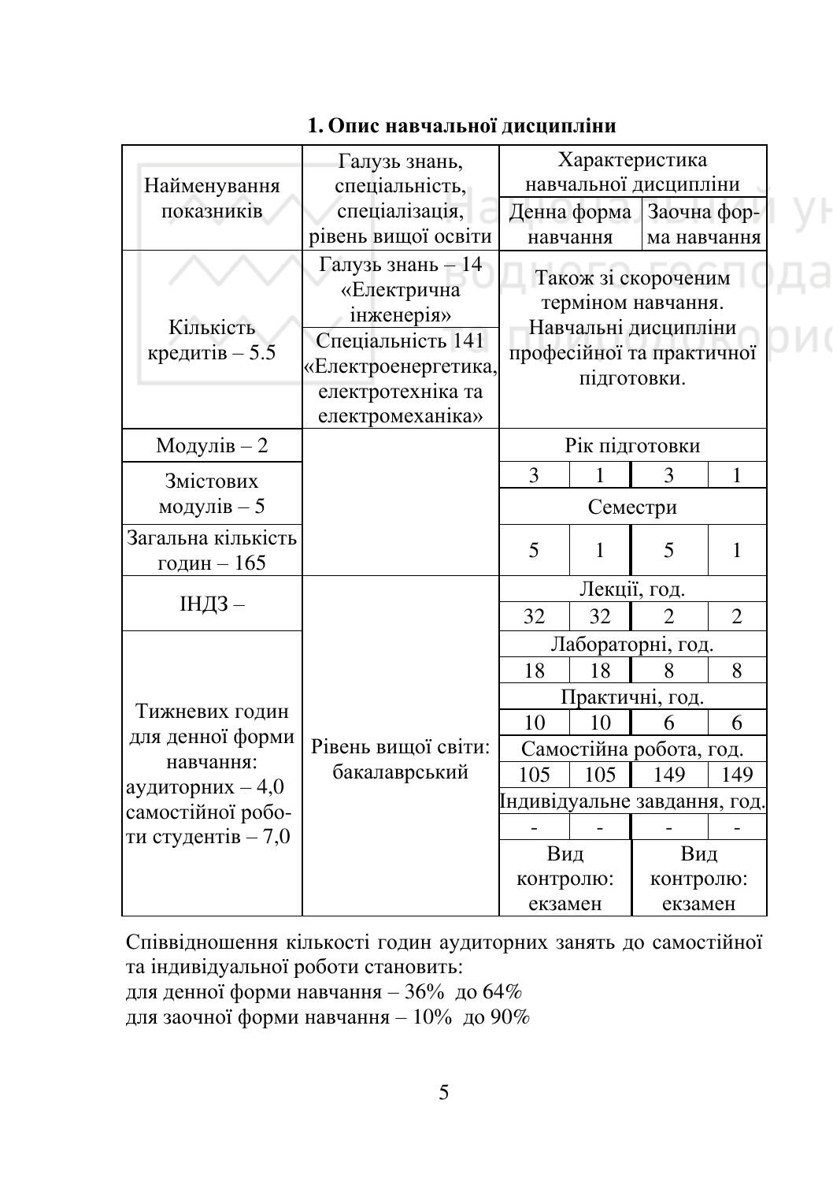## 1. Опис навчальної дисципліни

| Найменування показників | Галузь знань, спеціальність, спеціалізація, рівень вищої освіти | Характеристика навчальної дисципліни | | | |
|---|---|---|---|---|---|
| | | Денна форма навчання | | Заочна форма навчання | |
| Кількість кредитів – 5.5 | Галузь знань – 14 «Електрична інженерія» | Також зі скороченим терміном навчання. Навчальні дисципліни професійної та практичної підготовки. | | | |
| | Спеціальність 141 «Електроенергетика, електротехніка та електромеханіка» | | | | |
| Модулів – 2 | | Рік підготовки | | | |
| Змістових модулів – 5 | | 3 | 1 | 3 | 1 |
| | | Семестри | | | |
| Загальна кількість годин – 165 | | 5 | 1 | 5 | 1 |
| ІНДЗ – | Рівень вищої світи: бакалаврський | Лекції, год. | | | |
| | | 32 | 32 | 2 | 2 |
| Тижневих годин для денної форми навчання: аудиторних – 4,0 самостійної роботи студентів – 7,0 | | Лабораторні, год. | | | |
| | | 18 | 18 | 8 | 8 |
| | | Практичні, год. | | | |
| | | 10 | 10 | 6 | 6 |
| | | Самостійна робота, год. | | | |
| | | 105 | 105 | 149 | 149 |
| | | Індивідуальне завдання, год. | | | |
| | | - | - | - | - |
| | | Вид контролю: екзамен | | Вид контролю: екзамен | |

Співвідношення кількості годин аудиторних занять до самостійної та індивідуальної роботи становить:
для денної форми навчання – 36% до 64%
для заочної форми навчання – 10% до 90%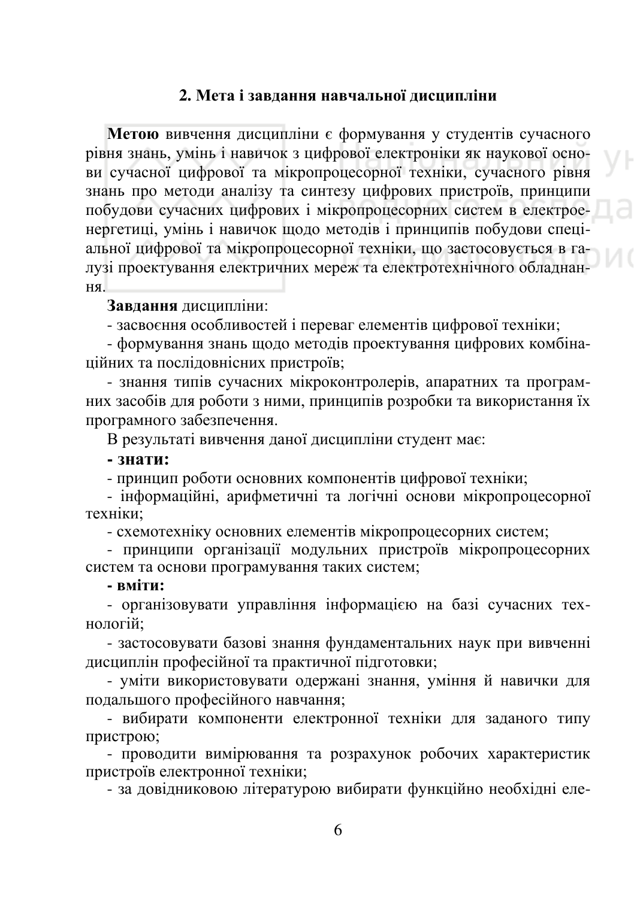## 2. Мета і завдання навчальної дисципліни

**Метою** вивчення дисципліни є формування у студентів сучасного рівня знань, умінь і навичок з цифрової електроніки як наукової основи сучасної цифрової та мікропроцесорної техніки, сучасного рівня знань про методи аналізу та синтезу цифрових пристроїв, принципи побудови сучасних цифрових і мікропроцесорних систем в електроенергетиці, умінь і навичок щодо методів і принципів побудови спеціальної цифрової та мікропроцесорної техніки, що застосовується в галузі проектування електричних мереж та електротехнічного обладнання.

**Завдання** дисципліни:

- засвоєння особливостей і переваг елементів цифрової техніки;
- формування знань щодо методів проектування цифрових комбінаційних та послідовнісних пристроїв;
- знання типів сучасних мікроконтролерів, апаратних та програмних засобів для роботи з ними, принципів розробки та використання їх програмного забезпечення.

В результаті вивчення даної дисципліни студент має:

**- знати:**

- принцип роботи основних компонентів цифрової техніки;
- інформаційні, арифметичні та логічні основи мікропроцесорної техніки;
- схемотехніку основних елементів мікропроцесорних систем;
- принципи організації модульних пристроїв мікропроцесорних систем та основи програмування таких систем;

**- вміти:**

- організовувати управління інформацією на базі сучасних технологій;
- застосовувати базові знання фундаментальних наук при вивченні дисциплін професійної та практичної підготовки;
- уміти використовувати одержані знання, уміння й навички для подальшого професійного навчання;
- вибирати компоненти електронної техніки для заданого типу пристрою;
- проводити вимірювання та розрахунок робочих характеристик пристроїв електронної техніки;
- за довідниковою літературою вибирати функційно необхідні еле-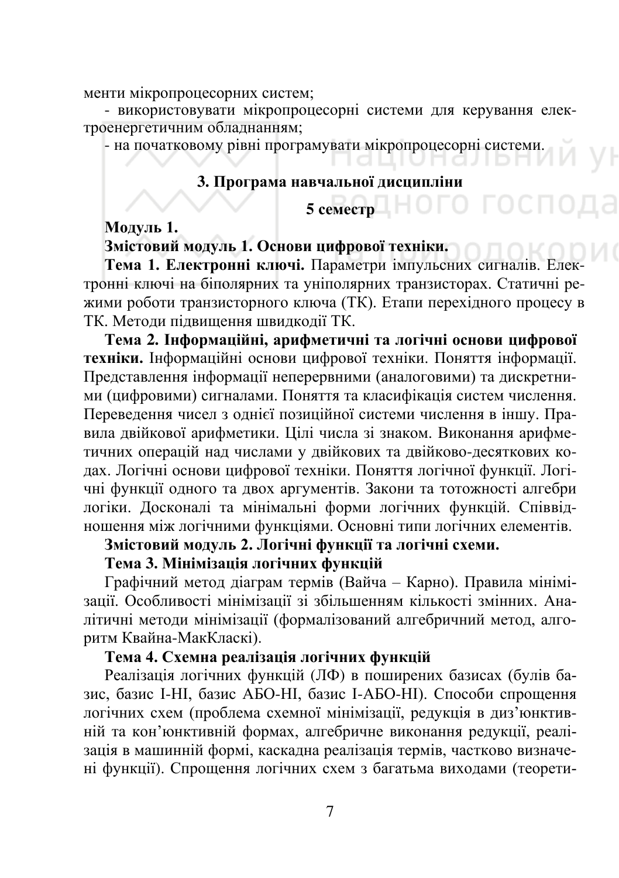менти мікропроцесорних систем;

- використовувати мікропроцесорні системи для керування електроенергетичним обладнанням;
- на початковому рівні програмувати мікропроцесорні системи.

## 3. Програма навчальної дисципліни

**5 семестр**

**Модуль 1.**

**Змістовий модуль 1. Основи цифрової техніки.**

**Тема 1. Електронні ключі.** Параметри імпульсних сигналів. Електронні ключі на біполярних та уніполярних транзисторах. Статичні режими роботи транзисторного ключа (ТК). Етапи перехідного процесу в ТК. Методи підвищення швидкодії ТК.

**Тема 2. Інформаційні, арифметичні та логічні основи цифрової техніки.** Інформаційні основи цифрової техніки. Поняття інформації. Представлення інформації неперервними (аналоговими) та дискретними (цифровими) сигналами. Поняття та класифікація систем числення. Переведення чисел з однієї позиційної системи числення в іншу. Правила двійкової арифметики. Цілі числа зі знаком. Виконання арифметичних операцій над числами у двійкових та двійково-десяткових кодах. Логічні основи цифрової техніки. Поняття логічної функції. Логічні функції одного та двох аргументів. Закони та тотожності алгебри логіки. Досконалі та мінімальні форми логічних функцій. Співвідношення між логічними функціями. Основні типи логічних елементів.

**Змістовий модуль 2. Логічні функції та логічні схеми.**

**Тема 3. Мінімізація логічних функцій**

Графічний метод діаграм термів (Вайча – Карно). Правила мінімізації. Особливості мінімізації зі збільшенням кількості змінних. Аналітичні методи мінімізації (формалізований алгебричний метод, алгоритм Квайна-МакКласкі).

**Тема 4. Схемна реалізація логічних функцій**

Реалізація логічних функцій (ЛФ) в поширених базисах (булів базис, базис І-НІ, базис АБО-НІ, базис І-АБО-НІ). Способи спрощення логічних схем (проблема схемної мінімізації, редукція в диз'юнктивній та кон'юнктивній формах, алгебричне виконання редукції, реалізація в машинній формі, каскадна реалізація термів, частково визначені функції). Спрощення логічних схем з багатьма виходами (теорети-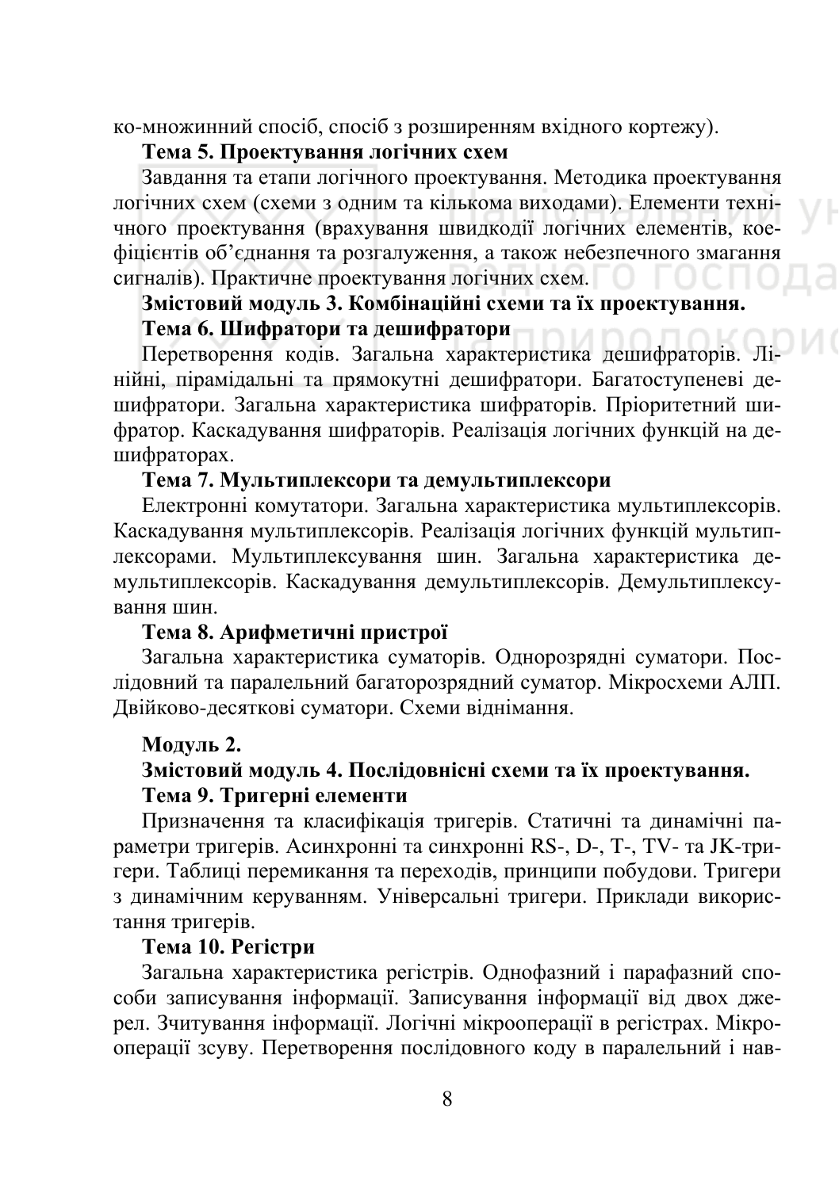ко-множинний спосіб, спосіб з розширенням вхідного кортежу).

**Тема 5. Проектування логічних схем**

Завдання та етапи логічного проектування. Методика проектування логічних схем (схеми з одним та кількома виходами). Елементи технічного проектування (врахування швидкодії логічних елементів, коефіцієнтів об'єднання та розгалуження, а також небезпечного змагання сигналів). Практичне проектування логічних схем.

**Змістовий модуль 3. Комбінаційні схеми та їх проектування.**

**Тема 6. Шифратори та дешифратори**

Перетворення кодів. Загальна характеристика дешифраторів. Лінійні, пірамідальні та прямокутні дешифратори. Багатоступеневі дешифратори. Загальна характеристика шифраторів. Пріоритетний шифратор. Каскадування шифраторів. Реалізація логічних функцій на дешифраторах.

**Тема 7. Мультиплексори та демультиплексори**

Електронні комутатори. Загальна характеристика мультиплексорів. Каскадування мультиплексорів. Реалізація логічних функцій мультиплексорами. Мультиплексування шин. Загальна характеристика демультиплексорів. Каскадування демультиплексорів. Демультиплексування шин.

**Тема 8. Арифметичні пристрої**

Загальна характеристика суматорів. Однорозрядні суматори. Послідовний та паралельний багаторозрядний суматор. Мікросхеми АЛП. Двійково-десяткові суматори. Схеми віднімання.

**Модуль 2.**

**Змістовий модуль 4. Послідовнісні схеми та їх проектування.**

**Тема 9. Тригерні елементи**

Призначення та класифікація тригерів. Статичні та динамічні параметри тригерів. Асинхронні та синхронні RS-, D-, T-, TV- та JK-тригери. Таблиці перемикання та переходів, принципи побудови. Тригери з динамічним керуванням. Універсальні тригери. Приклади використання тригерів.

**Тема 10. Регістри**

Загальна характеристика регістрів. Однофазний і парафазний способи записування інформації. Записування інформації від двох джерел. Зчитування інформації. Логічні мікрооперації в регістрах. Мікрооперації зсуву. Перетворення послідовного коду в паралельний і нав-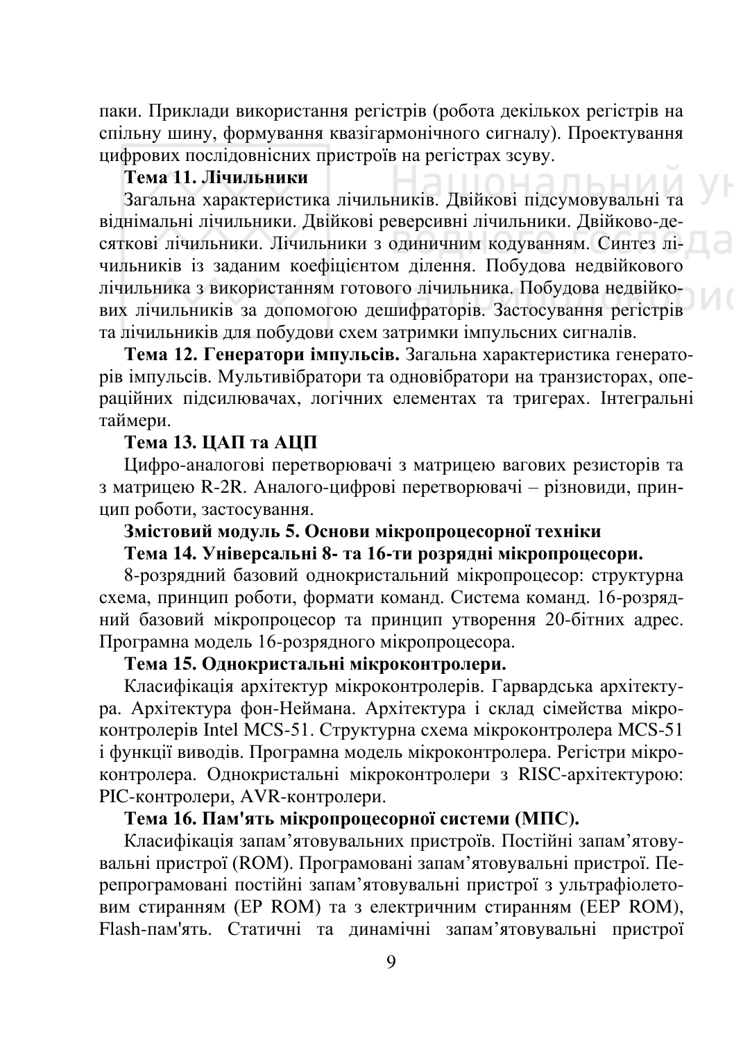паки. Приклади використання регістрів (робота декількох регістрів на спільну шину, формування квазігармонічного сигналу). Проектування цифрових послідовнісних пристроїв на регістрах зсуву.

**Тема 11. Лічильники**

Загальна характеристика лічильників. Двійкові підсумовувальні та віднімальні лічильники. Двійкові реверсивні лічильники. Двійково-десяткові лічильники. Лічильники з одиничним кодуванням. Синтез лічильників із заданим коефіцієнтом ділення. Побудова недвійкового лічильника з використанням готового лічильника. Побудова недвійкових лічильників за допомогою дешифраторів. Застосування регістрів та лічильників для побудови схем затримки імпульсних сигналів.

**Тема 12. Генератори імпульсів.** Загальна характеристика генераторів імпульсів. Мультивібратори та одновібратори на транзисторах, операційних підсилювачах, логічних елементах та тригерах. Інтегральні таймери.

**Тема 13. ЦАП та АЦП**

Цифро-аналогові перетворювачі з матрицею вагових резисторів та з матрицею R-2R. Аналого-цифрові перетворювачі – різновиди, принцип роботи, застосування.

**Змістовий модуль 5. Основи мікропроцесорної техніки**

**Тема 14. Універсальні 8- та 16-ти розрядні мікропроцесори.**

8-розрядний базовий однокристальний мікропроцесор: структурна схема, принцип роботи, формати команд. Система команд. 16-розрядний базовий мікропроцесор та принцип утворення 20-бітних адрес. Програмна модель 16-розрядного мікропроцесора.

**Тема 15. Однокристальні мікроконтролери.**

Класифікація архітектур мікроконтролерів. Гарвардська архітектура. Архітектура фон-Неймана. Архітектура і склад сімейства мікроконтролерів Intel MCS-51. Структурна схема мікроконтролера MCS-51 і функції виводів. Програмна модель мікроконтролера. Регістри мікроконтролера. Однокристальні мікроконтролери з RISC-архітектурою: PIC-контролери, AVR-контролери.

**Тема 16. Пам'ять мікропроцесорної системи (МПС).**

Класифікація запам’ятовувальних пристроїв. Постійні запам’ятовувальні пристрої (ROM). Програмовані запам’ятовувальні пристрої. Перепрограмовані постійні запам’ятовувальні пристрої з ультрафіолетовим стиранням (EP ROM) та з електричним стиранням (EEP ROM), Flash-пам'ять. Статичні та динамічні запам’ятовувальні пристрої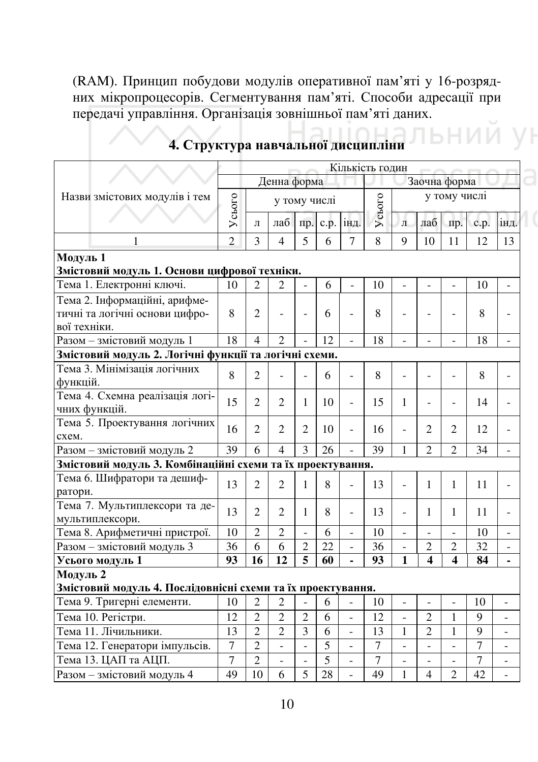(RAM). Принцип побудови модулів оперативної пам'яті у 16-розрядних мікропроцесорів. Сегментування пам'яті. Способи адресації при передачі управління. Організація зовнішньої пам'яті даних.

## 4. Структура навчальної дисципліни

| Назви змістових модулів і тем | Кількість годин | | | | | | | | | | | |
|---|---|---|---|---|---|---|---|---|---|---|---|---|
| | Денна форма | | | | | | Заочна форма | | | | | |
| | Усього | у тому числі | | | | | Усього | у тому числі | | | | |
| | | л | лаб | пр. | с.р. | інд. | | л | лаб | пр. | с.р. | інд. |
| 1 | 2 | 3 | 4 | 5 | 6 | 7 | 8 | 9 | 10 | 11 | 12 | 13 |
| **Модуль 1**<br>**Змістовий модуль 1. Основи цифрової техніки.** | | | | | | | | | | | | |
| Тема 1. Електронні ключі. | 10 | 2 | 2 | - | 6 | - | 10 | - | - | - | 10 | - |
| Тема 2. Інформаційні, арифметичні та логічні основи цифрової техніки. | 8 | 2 | - | - | 6 | - | 8 | - | - | - | 8 | - |
| Разом – змістовий модуль 1 | 18 | 4 | 2 | - | 12 | - | 18 | - | - | - | 18 | - |
| **Змістовий модуль 2. Логічні функції та логічні схеми.** | | | | | | | | | | | | |
| Тема 3. Мінімізація логічних функцій. | 8 | 2 | - | - | 6 | - | 8 | - | - | - | 8 | - |
| Тема 4. Схемна реалізація логічних функцій. | 15 | 2 | 2 | 1 | 10 | - | 15 | 1 | - | - | 14 | - |
| Тема 5. Проектування логічних схем. | 16 | 2 | 2 | 2 | 10 | - | 16 | - | 2 | 2 | 12 | - |
| Разом – змістовий модуль 2 | 39 | 6 | 4 | 3 | 26 | - | 39 | 1 | 2 | 2 | 34 | - |
| **Змістовий модуль 3. Комбінаційні схеми та їх проектування.** | | | | | | | | | | | | |
| Тема 6. Шифратори та дешифратори. | 13 | 2 | 2 | 1 | 8 | - | 13 | - | 1 | 1 | 11 | - |
| Тема 7. Мультиплексори та демультиплексори. | 13 | 2 | 2 | 1 | 8 | - | 13 | - | 1 | 1 | 11 | - |
| Тема 8. Арифметичні пристрої. | 10 | 2 | 2 | - | 6 | - | 10 | - | - | - | 10 | - |
| Разом – змістовий модуль 3 | 36 | 6 | 6 | 2 | 22 | - | 36 | - | 2 | 2 | 32 | - |
| **Усього модуль 1** | **93** | **16** | **12** | **5** | **60** | **-** | **93** | **1** | **4** | **4** | **84** | **-** |
| **Модуль 2**<br>**Змістовий модуль 4. Послідовнісні схеми та їх проектування.** | | | | | | | | | | | | |
| Тема 9. Тригерні елементи. | 10 | 2 | 2 | - | 6 | - | 10 | - | - | - | 10 | - |
| Тема 10. Регістри. | 12 | 2 | 2 | 2 | 6 | - | 12 | - | 2 | 1 | 9 | - |
| Тема 11. Лічильники. | 13 | 2 | 2 | 3 | 6 | - | 13 | 1 | 2 | 1 | 9 | - |
| Тема 12. Генератори імпульсів. | 7 | 2 | - | - | 5 | - | 7 | - | - | - | 7 | - |
| Тема 13. ЦАП та АЦП. | 7 | 2 | - | - | 5 | - | 7 | - | - | - | 7 | - |
| Разом – змістовий модуль 4 | 49 | 10 | 6 | 5 | 28 | - | 49 | 1 | 4 | 2 | 42 | - |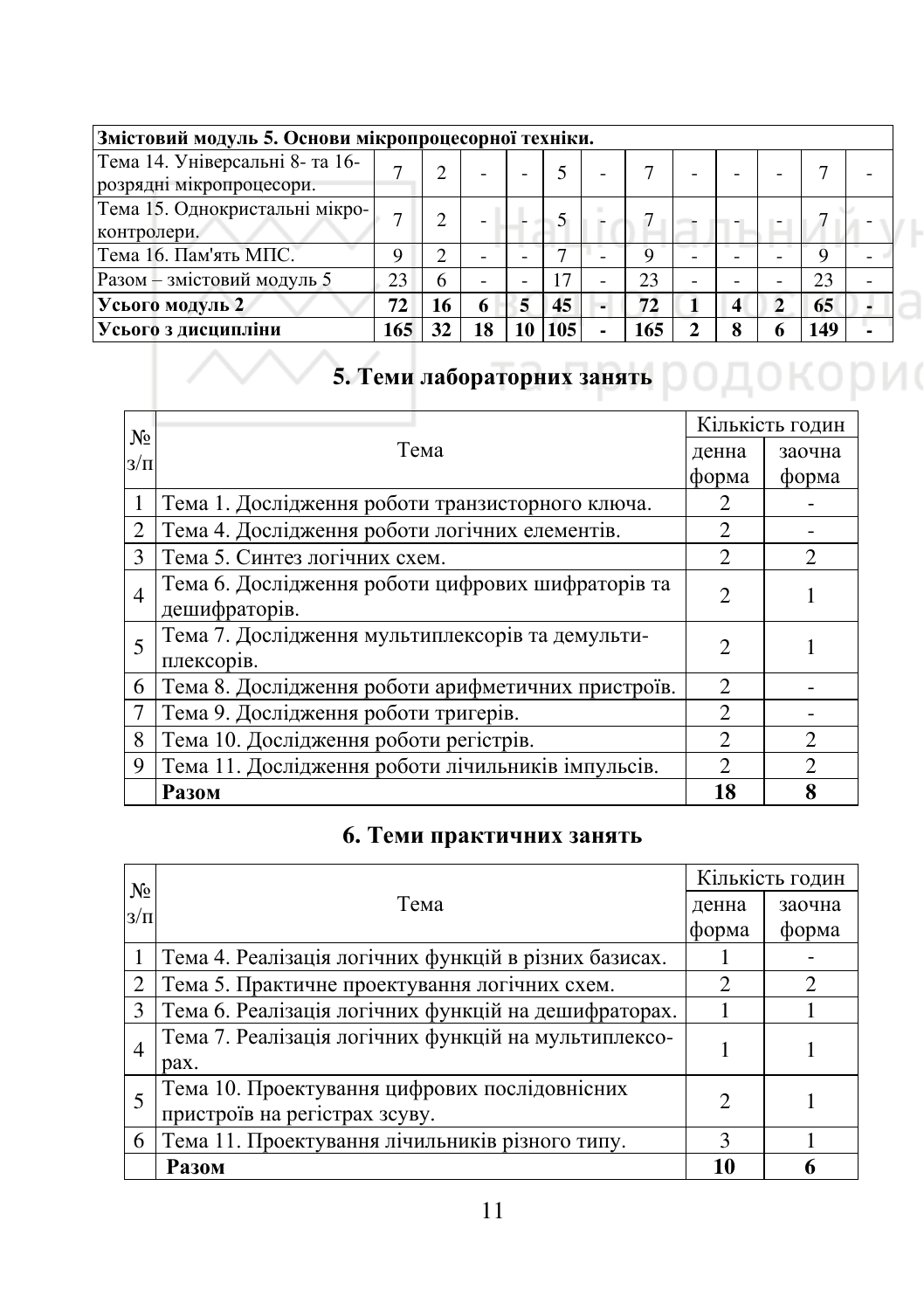| Змістовий модуль 5. Основи мікропроцесорної техніки. | | | | | | | | | | | | |
|---|---|---|---|---|---|---|---|---|---|---|---|---|
| Тема 14. Універсальні 8- та 16-розрядні мікропроцесори. | 7 | 2 | - | - | 5 | - | 7 | - | - | - | 7 | - |
| Тема 15. Однокристальні мікроконтролери. | 7 | 2 | - | - | 5 | - | 7 | - | - | - | 7 | - |
| Тема 16. Пам'ять МПС. | 9 | 2 | - | - | 7 | - | 9 | - | - | - | 9 | - |
| Разом – змістовий модуль 5 | 23 | 6 | - | - | 17 | - | 23 | - | - | - | 23 | - |
| **Усього модуль 2** | **72** | **16** | **6** | **5** | **45** | **-** | **72** | **1** | **4** | **2** | **65** | **-** |
| **Усього з дисципліни** | **165** | **32** | **18** | **10** | **105** | **-** | **165** | **2** | **8** | **6** | **149** | **-** |

## 5. Теми лабораторних занять

| № з/п | Тема | Кількість годин | |
|---|---|---|---|
| | | денна форма | заочна форма |
| 1 | Тема 1. Дослідження роботи транзисторного ключа. | 2 | - |
| 2 | Тема 4. Дослідження роботи логічних елементів. | 2 | - |
| 3 | Тема 5. Синтез логічних схем. | 2 | 2 |
| 4 | Тема 6. Дослідження роботи цифрових шифраторів та дешифраторів. | 2 | 1 |
| 5 | Тема 7. Дослідження мультиплексорів та демультиплексорів. | 2 | 1 |
| 6 | Тема 8. Дослідження роботи арифметичних пристроїв. | 2 | - |
| 7 | Тема 9. Дослідження роботи тригерів. | 2 | - |
| 8 | Тема 10. Дослідження роботи регістрів. | 2 | 2 |
| 9 | Тема 11. Дослідження роботи лічильників імпульсів. | 2 | 2 |
| | **Разом** | **18** | **8** |

## 6. Теми практичних занять

| № з/п | Тема | Кількість годин | |
|---|---|---|---|
| | | денна форма | заочна форма |
| 1 | Тема 4. Реалізація логічних функцій в різних базисах. | 1 | - |
| 2 | Тема 5. Практичне проектування логічних схем. | 2 | 2 |
| 3 | Тема 6. Реалізація логічних функцій на дешифраторах. | 1 | 1 |
| 4 | Тема 7. Реалізація логічних функцій на мультиплексорах. | 1 | 1 |
| 5 | Тема 10. Проектування цифрових послідовнісних пристроїв на регістрах зсуву. | 2 | 1 |
| 6 | Тема 11. Проектування лічильників різного типу. | 3 | 1 |
| | **Разом** | **10** | **6** |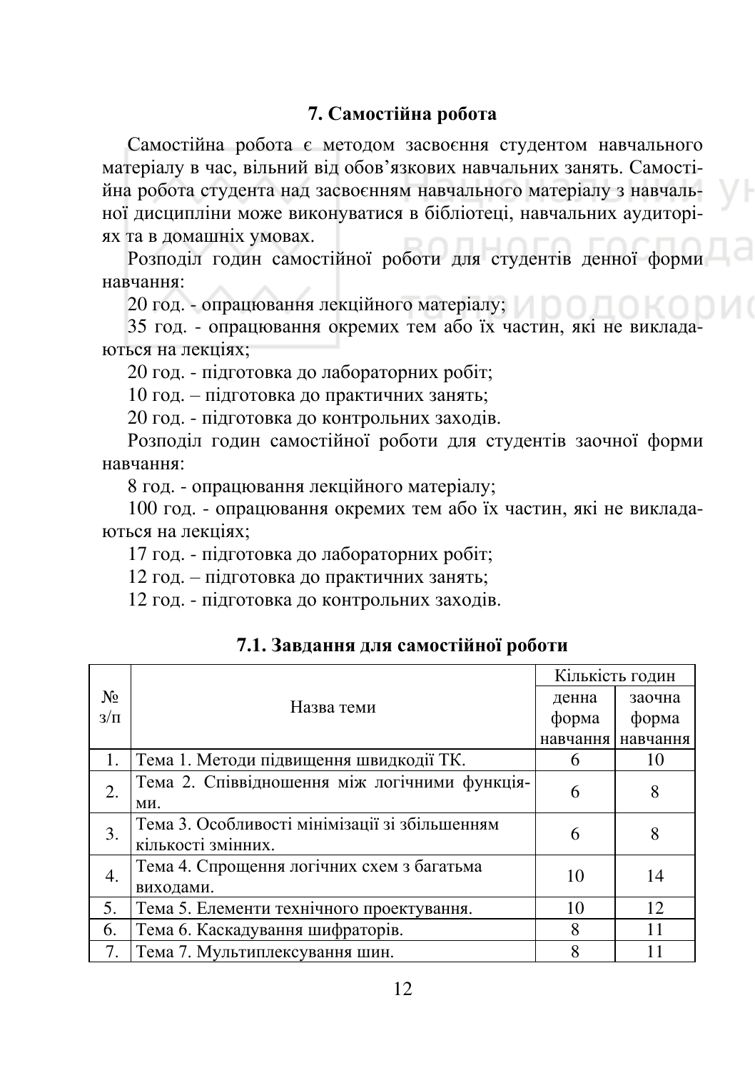## 7. Самостійна робота

Самостійна робота є методом засвоєння студентом навчального матеріалу в час, вільний від обов'язкових навчальних занять. Самостійна робота студента над засвоєнням навчального матеріалу з навчальної дисципліни може виконуватися в бібліотеці, навчальних аудиторіях та в домашніх умовах.

Розподіл годин самостійної роботи для студентів денної форми навчання:

20 год. - опрацювання лекційного матеріалу;

35 год. - опрацювання окремих тем або їх частин, які не викладаються на лекціях;

20 год. - підготовка до лабораторних робіт;

10 год. – підготовка до практичних занять;

20 год. - підготовка до контрольних заходів.

Розподіл годин самостійної роботи для студентів заочної форми навчання:

8 год. - опрацювання лекційного матеріалу;

100 год. - опрацювання окремих тем або їх частин, які не викладаються на лекціях;

17 год. - підготовка до лабораторних робіт;

12 год. – підготовка до практичних занять;

12 год. - підготовка до контрольних заходів.

### 7.1. Завдання для самостійної роботи

| № з/п | Назва теми | Кількість годин | |
|---|---|---|---|
| | | денна форма навчання | заочна форма навчання |
| 1. | Тема 1. Методи підвищення швидкодії ТК. | 6 | 10 |
| 2. | Тема 2. Співвідношення між логічними функціями. | 6 | 8 |
| 3. | Тема 3. Особливості мінімізації зі збільшенням кількості змінних. | 6 | 8 |
| 4. | Тема 4. Спрощення логічних схем з багатьма виходами. | 10 | 14 |
| 5. | Тема 5. Елементи технічного проектування. | 10 | 12 |
| 6. | Тема 6. Каскадування шифраторів. | 8 | 11 |
| 7. | Тема 7. Мультиплексування шин. | 8 | 11 |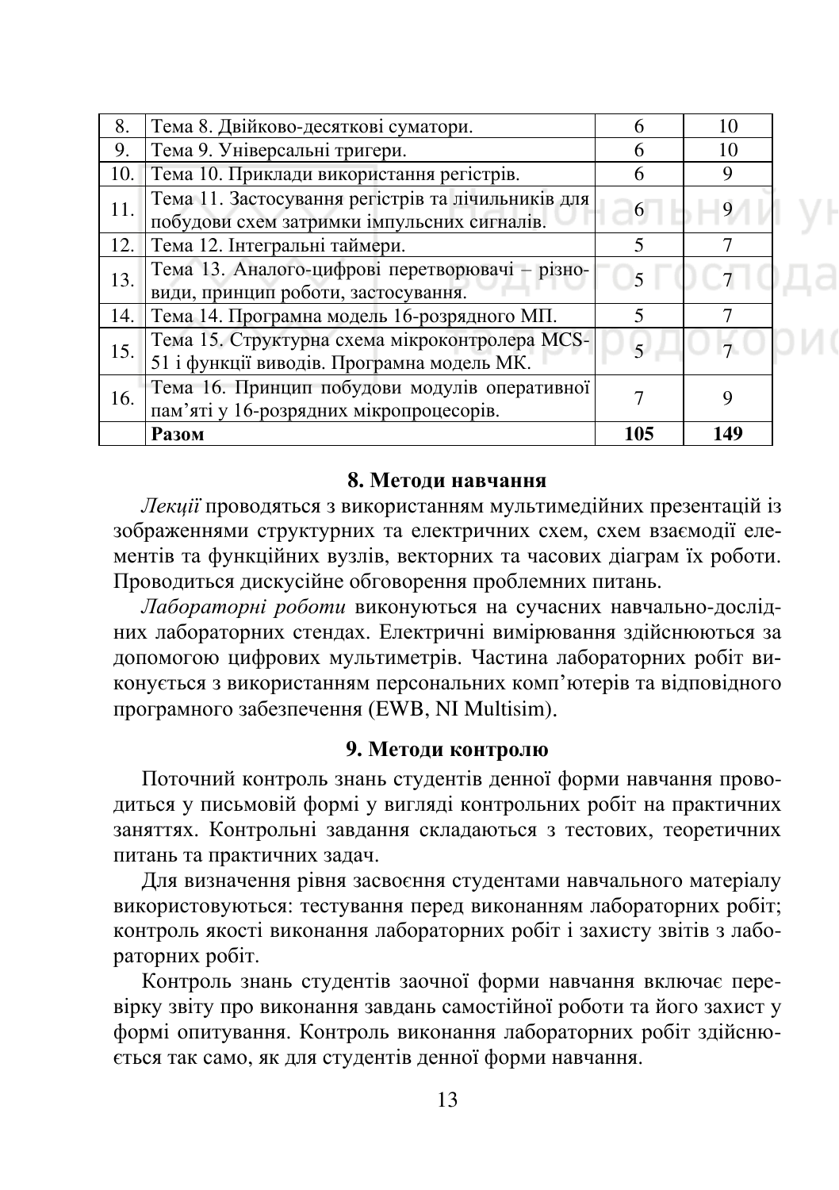| 8. | Тема 8. Двійково-десяткові суматори. | 6 | 10 |
|---|---|---|---|
| 9. | Тема 9. Універсальні тригери. | 6 | 10 |
| 10. | Тема 10. Приклади використання регістрів. | 6 | 9 |
| 11. | Тема 11. Застосування регістрів та лічильників для побудови схем затримки імпульсних сигналів. | 6 | 9 |
| 12. | Тема 12. Інтегральні таймери. | 5 | 7 |
| 13. | Тема 13. Аналого-цифрові перетворювачі – різновиди, принцип роботи, застосування. | 5 | 7 |
| 14. | Тема 14. Програмна модель 16-розрядного МП. | 5 | 7 |
| 15. | Тема 15. Структурна схема мікроконтролера MCS-51 і функції виводів. Програмна модель МК. | 5 | 7 |
| 16. | Тема 16. Принцип побудови модулів оперативної пам'яті у 16-розрядних мікропроцесорів. | 7 | 9 |
| | **Разом** | **105** | **149** |

## 8. Методи навчання

*Лекції* проводяться з використанням мультимедійних презентацій із зображеннями структурних та електричних схем, схем взаємодії елементів та функційних вузлів, векторних та часових діаграм їх роботи. Проводиться дискусійне обговорення проблемних питань.

*Лабораторні роботи* виконуються на сучасних навчально-дослідних лабораторних стендах. Електричні вимірювання здійснюються за допомогою цифрових мультиметрів. Частина лабораторних робіт виконується з використанням персональних комп'ютерів та відповідного програмного забезпечення (EWB, NI Multisim).

## 9. Методи контролю

Поточний контроль знань студентів денної форми навчання проводиться у письмовій формі у вигляді контрольних робіт на практичних заняттях. Контрольні завдання складаються з тестових, теоретичних питань та практичних задач.

Для визначення рівня засвоєння студентами навчального матеріалу використовуються: тестування перед виконанням лабораторних робіт; контроль якості виконання лабораторних робіт і захисту звітів з лабораторних робіт.

Контроль знань студентів заочної форми навчання включає перевірку звіту про виконання завдань самостійної роботи та його захист у формі опитування. Контроль виконання лабораторних робіт здійснюється так само, як для студентів денної форми навчання.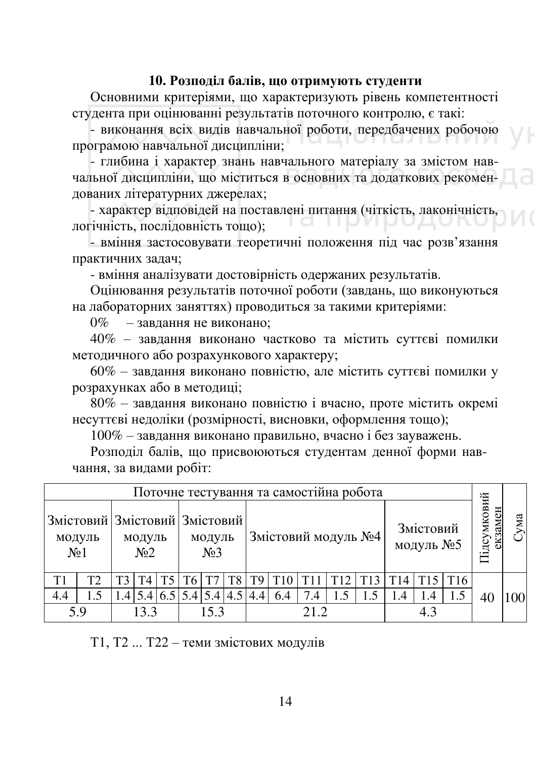## 10. Розподіл балів, що отримують студенти

Основними критеріями, що характеризують рівень компетентності студента при оцінюванні результатів поточного контролю, є такі:

- виконання всіх видів навчальної роботи, передбачених робочою програмою навчальної дисципліни;
- глибина і характер знань навчального матеріалу за змістом навчальної дисципліни, що міститься в основних та додаткових рекомендованих літературних джерелах;
- характер відповідей на поставлені питання (чіткість, лаконічність, логічність, послідовність тощо);
- вміння застосовувати теоретичні положення під час розв'язання практичних задач;
- вміння аналізувати достовірність одержаних результатів.

Оцінювання результатів поточної роботи (завдань, що виконуються на лабораторних заняттях) проводиться за такими критеріями:

0% – завдання не виконано;

40% – завдання виконано частково та містить суттєві помилки методичного або розрахункового характеру;

60% – завдання виконано повністю, але містить суттєві помилки у розрахунках або в методиці;

80% – завдання виконано повністю і вчасно, проте містить окремі несуттєві недоліки (розмірності, висновки, оформлення тощо);

100% – завдання виконано правильно, вчасно і без зауважень.

Розподіл балів, що присвоюються студентам денної форми навчання, за видами робіт:

| Поточне тестування та самостійна робота | | | | | | | | | | | | | | | | Підсумковий екзамен | Сума |
|---|---|---|---|---|---|---|---|---|---|---|---|---|---|---|---|---|---|
| Змістовий модуль №1 | | Змістовий модуль №2 | | | Змістовий модуль №3 | | | Змістовий модуль №4 | | | | | Змістовий модуль №5 | | | | |
| Т1 | Т2 | Т3 | Т4 | Т5 | Т6 | Т7 | Т8 | Т9 | Т10 | Т11 | Т12 | Т13 | Т14 | Т15 | Т16 | | |
| 4.4 | 1.5 | 1.4 | 5.4 | 6.5 | 5.4 | 5.4 | 4.5 | 4.4 | 6.4 | 7.4 | 1.5 | 1.5 | 1.4 | 1.4 | 1.5 | 40 | 100 |
| 5.9 | | 13.3 | | | 15.3 | | | 21.2 | | | | | 4.3 | | | | |

Т1, Т2 ... Т22 – теми змістових модулів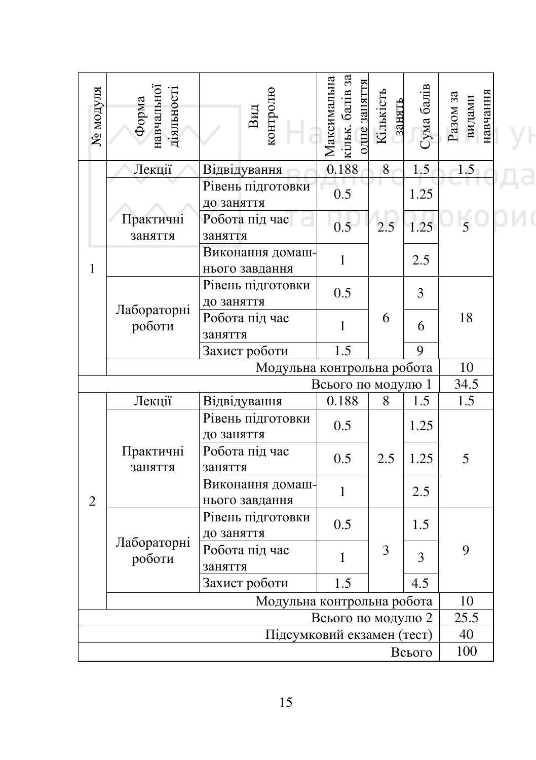| № модуля | Форма навчальної діяльності | Вид контролю | Максимальна кільк. балів за одне заняття | Кількість занять | Сума балів | Разом за видами навчання |
|---|---|---|---|---|---|---|
| 1 | Лекції | Відвідування | 0.188 | 8 | 1.5 | 1.5 |
| | Практичні заняття | Рівень підготовки до заняття | 0.5 | 2.5 | 1.25 | 5 |
| | | Робота під час заняття | 0.5 | | 1.25 | |
| | | Виконання домашнього завдання | 1 | | 2.5 | |
| | Лабораторні роботи | Рівень підготовки до заняття | 0.5 | 6 | 3 | 18 |
| | | Робота під час заняття | 1 | | 6 | |
| | | Захист роботи | 1.5 | | 9 | |
| | Модульна контрольна робота | | | | | 10 |
| Всього по модулю 1 | | | | | | 34.5 |
| 2 | Лекції | Відвідування | 0.188 | 8 | 1.5 | 1.5 |
| | Практичні заняття | Рівень підготовки до заняття | 0.5 | 2.5 | 1.25 | 5 |
| | | Робота під час заняття | 0.5 | | 1.25 | |
| | | Виконання домашнього завдання | 1 | | 2.5 | |
| | Лабораторні роботи | Рівень підготовки до заняття | 0.5 | 3 | 1.5 | 9 |
| | | Робота під час заняття | 1 | | 3 | |
| | | Захист роботи | 1.5 | | 4.5 | |
| | Модульна контрольна робота | | | | | 10 |
| Всього по модулю 2 | | | | | | 25.5 |
| Підсумковий екзамен (тест) | | | | | | 40 |
| Всього | | | | | | 100 |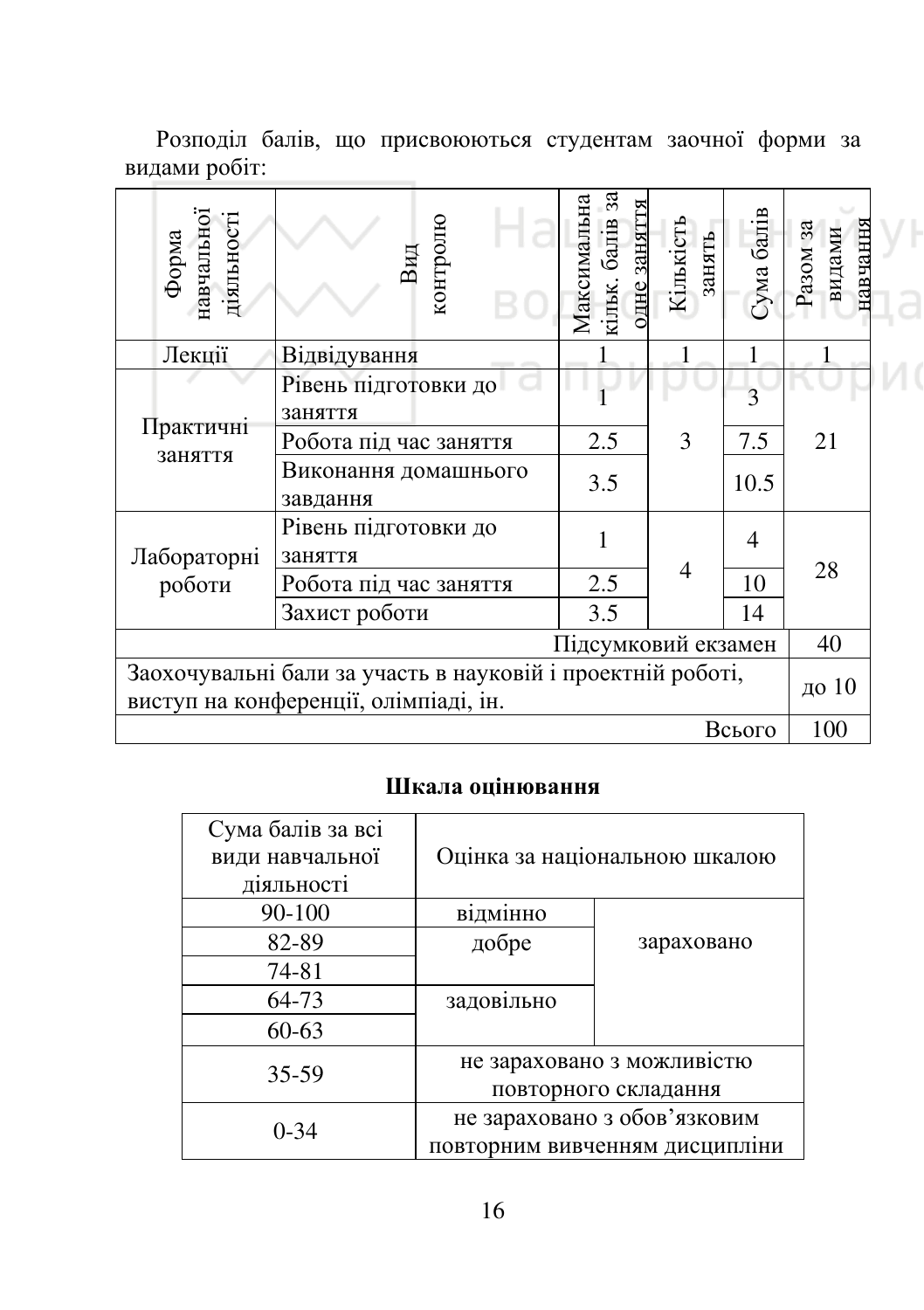Розподіл балів, що присвоюються студентам заочної форми за видами робіт:

| Форма навчальної діяльності | Вид контролю | Максимальна кільк. балів за одне заняття | Кількість занять | Сума балів | Разом за видами навчання |
|---|---|---|---|---|---|
| Лекції | Відвідування | 1 | 1 | 1 | 1 |
| Практичні заняття | Рівень підготовки до заняття | 1 | 3 | 3 | 21 |
| | Робота під час заняття | 2.5 | | 7.5 | |
| | Виконання домашнього завдання | 3.5 | | 10.5 | |
| Лабораторні роботи | Рівень підготовки до заняття | 1 | 4 | 4 | 28 |
| | Робота під час заняття | 2.5 | | 10 | |
| | Захист роботи | 3.5 | | 14 | |
| Підсумковий екзамен | | | | | 40 |
| Заохочувальні бали за участь в науковій і проектній роботі, виступ на конференції, олімпіаді, ін. | | | | | до 10 |
| Всього | | | | | 100 |

**Шкала оцінювання**

| Сума балів за всі види навчальної діяльності | Оцінка за національною шкалою | |
|---|---|---|
| 90-100 | відмінно | зараховано |
| 82-89 | добре | |
| 74-81 | | |
| 64-73 | задовільно | |
| 60-63 | | |
| 35-59 | не зараховано з можливістю повторного складання | |
| 0-34 | не зараховано з обов’язковим повторним вивченням дисципліни | |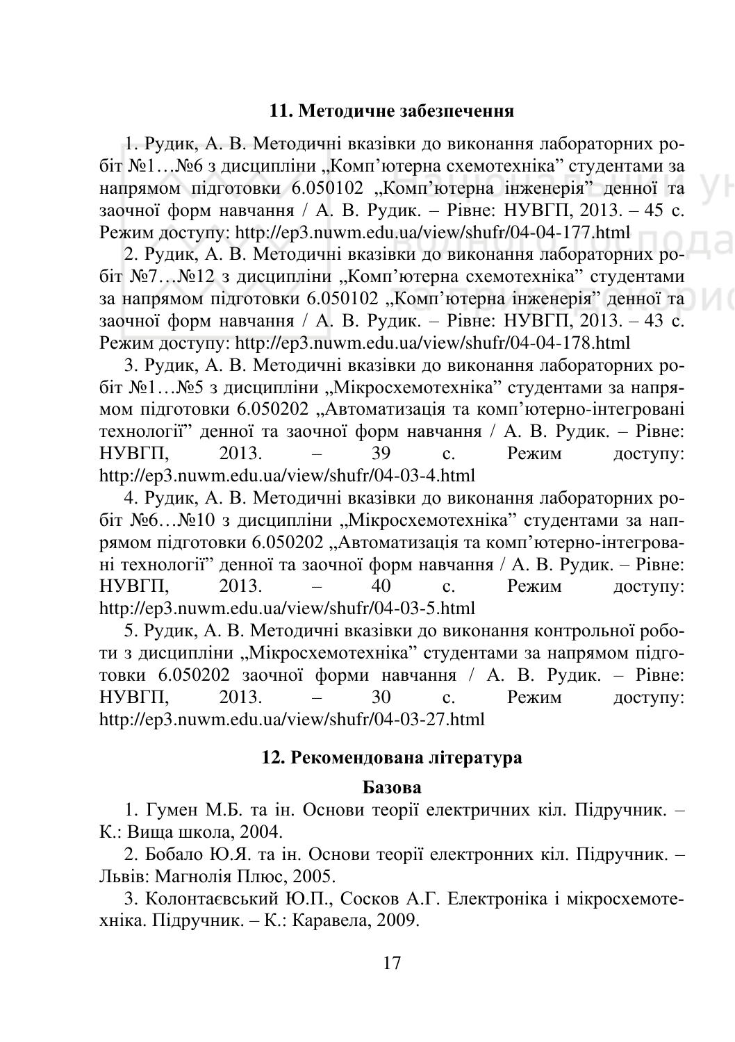## 11. Методичне забезпечення

1. Рудик, А. В. Методичні вказівки до виконання лабораторних робіт №1…№6 з дисципліни „Комп'ютерна схемотехніка" студентами за напрямом підготовки 6.050102 „Комп'ютерна інженерія" денної та заочної форм навчання / А. В. Рудик. – Рівне: НУВГП, 2013. – 45 с. Режим доступу: http://ep3.nuwm.edu.ua/view/shufr/04-04-177.html
2. Рудик, А. В. Методичні вказівки до виконання лабораторних робіт №7…№12 з дисципліни „Комп'ютерна схемотехніка" студентами за напрямом підготовки 6.050102 „Комп'ютерна інженерія" денної та заочної форм навчання / А. В. Рудик. – Рівне: НУВГП, 2013. – 43 с. Режим доступу: http://ep3.nuwm.edu.ua/view/shufr/04-04-178.html
3. Рудик, А. В. Методичні вказівки до виконання лабораторних робіт №1…№5 з дисципліни „Мікросхемотехніка" студентами за напрямом підготовки 6.050202 „Автоматизація та комп'ютерно-інтегровані технології" денної та заочної форм навчання / А. В. Рудик. – Рівне: НУВГП, 2013. – 39 с. Режим доступу: http://ep3.nuwm.edu.ua/view/shufr/04-03-4.html
4. Рудик, А. В. Методичні вказівки до виконання лабораторних робіт №6…№10 з дисципліни „Мікросхемотехніка" студентами за напрямом підготовки 6.050202 „Автоматизація та комп'ютерно-інтегровані технології" денної та заочної форм навчання / А. В. Рудик. – Рівне: НУВГП, 2013. – 40 с. Режим доступу: http://ep3.nuwm.edu.ua/view/shufr/04-03-5.html
5. Рудик, А. В. Методичні вказівки до виконання контрольної роботи з дисципліни „Мікросхемотехніка" студентами за напрямом підготовки 6.050202 заочної форми навчання / А. В. Рудик. – Рівне: НУВГП, 2013. – 30 с. Режим доступу: http://ep3.nuwm.edu.ua/view/shufr/04-03-27.html

## 12. Рекомендована література

### Базова

1. Гумен М.Б. та ін. Основи теорії електричних кіл. Підручник. – К.: Вища школа, 2004.
2. Бобало Ю.Я. та ін. Основи теорії електронних кіл. Підручник. – Львів: Магнолія Плюс, 2005.
3. Колонтаєвський Ю.П., Сосков А.Г. Електроніка і мікросхемотехніка. Підручник. – К.: Каравела, 2009.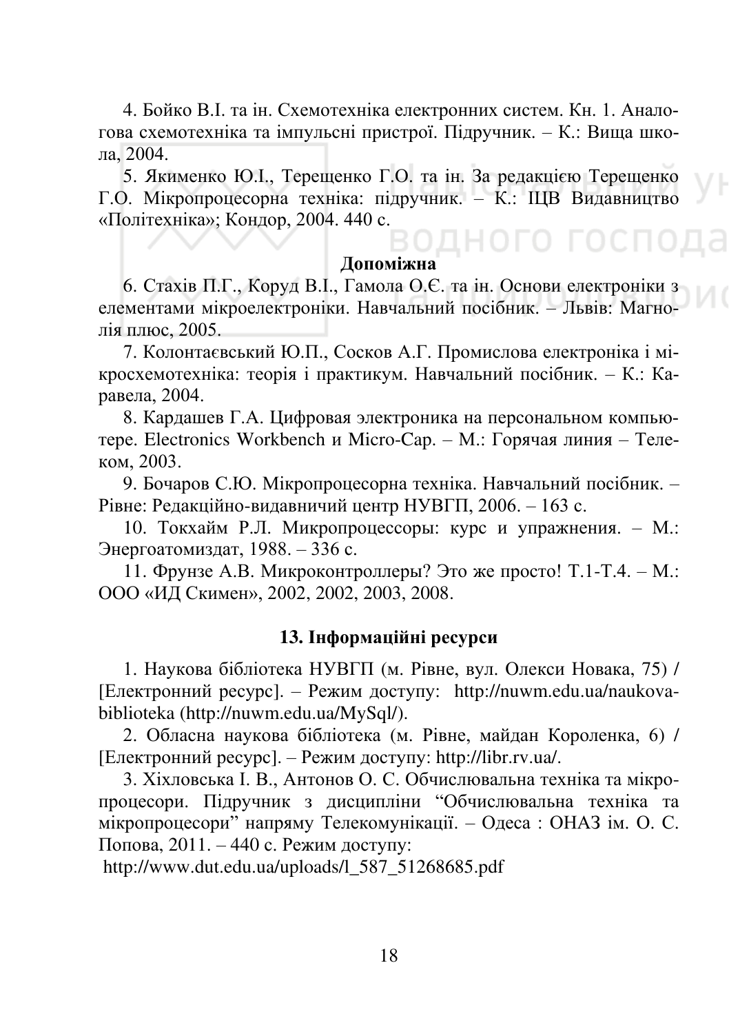4. Бойко В.І. та ін. Схемотехніка електронних систем. Кн. 1. Аналогова схемотехніка та імпульсні пристрої. Підручник. – К.: Вища школа, 2004.

5. Якименко Ю.І., Терещенко Г.О. та ін. За редакцією Терещенко Г.О. Мікропроцесорна техніка: підручник. – К.: ІЦВ Видавництво «Політехніка»; Кондор, 2004. 440 с.

**Допоміжна**

6. Стахів П.Г., Коруд В.І., Гамола О.Є. та ін. Основи електроніки з елементами мікроелектроніки. Навчальний посібник. – Львів: Магнолія плюс, 2005.

7. Колонтаєвський Ю.П., Сосков А.Г. Промислова електроніка і мікросхемотехніка: теорія і практикум. Навчальний посібник. – К.: Каравела, 2004.

8. Кардашев Г.А. Цифровая электроника на персональном компьютере. Electronics Workbench и Micro-Cap. – М.: Горячая линия – Телеком, 2003.

9. Бочаров С.Ю. Мікропроцесорна техніка. Навчальний посібник. – Рівне: Редакційно-видавничий центр НУВГП, 2006. – 163 с.

10. Токхайм Р.Л. Микропроцессоры: курс и упражнения. – М.: Энергоатомиздат, 1988. – 336 с.

11. Фрунзе А.В. Микроконтроллеры? Это же просто! Т.1-Т.4. – М.: ООО «ИД Скимен», 2002, 2002, 2003, 2008.

## 13. Інформаційні ресурси

1. Наукова бібліотека НУВГП (м. Рівне, вул. Олекси Новака, 75) / [Електронний ресурс]. – Режим доступу: http://nuwm.edu.ua/naukova-biblioteka (http://nuwm.edu.ua/MySql/).

2. Обласна наукова бібліотека (м. Рівне, майдан Короленка, 6) / [Електронний ресурс]. – Режим доступу: http://libr.rv.ua/.

3. Хіхловська І. В., Антонов О. С. Обчислювальна техніка та мікропроцесори. Підручник з дисципліни "Обчислювальна техніка та мікропроцесори" напряму Телекомунікації. – Одеса : ОНАЗ ім. О. С. Попова, 2011. – 440 с. Режим доступу:
http://www.dut.edu.ua/uploads/l_587_51268685.pdf